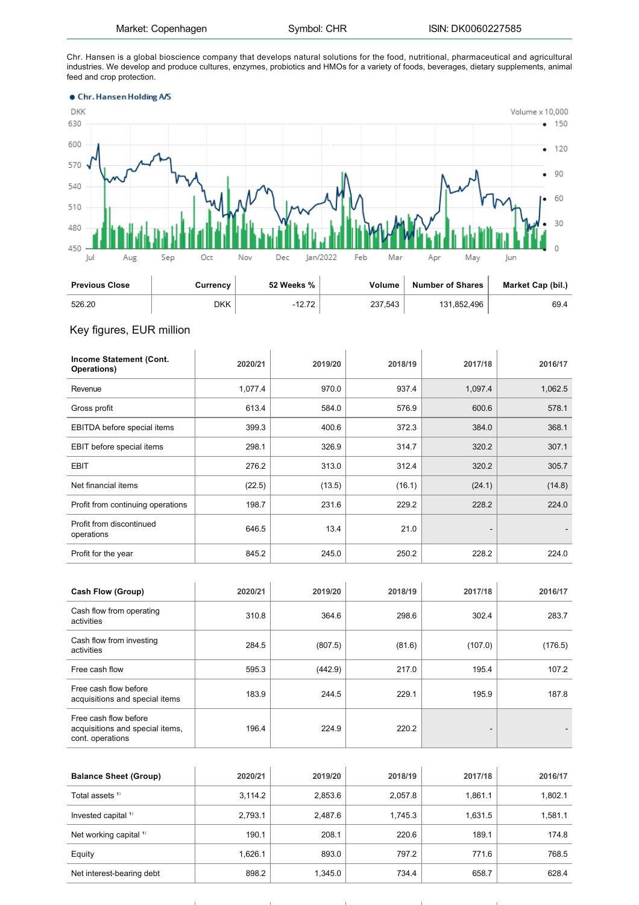| Market: Copenhagen | Symbol: CHR | ISIN: DK0060227585 |
|---|---|---|

Chr. Hansen is a global bioscience company that develops natural solutions for the food, nutritional, pharmaceutical and agricultural industries. We develop and produce cultures, enzymes, probiotics and HMOs for a variety of foods, beverages, dietary supplements, animal feed and crop protection.

| Previous Close | Currency | 52 Weeks % | Volume | Number of Shares | Market Cap (bil.) |
|---|---|---|---|---|---|
| 526.20 | DKK | -12.72 | 237,543 | 131,852,496 | 69.4 |

## Key figures, EUR million

| Income Statement (Cont. Operations) | 2020/21 | 2019/20 | 2018/19 | 2017/18 | 2016/17 |
|---|---|---|---|---|---|
| Revenue | 1,077.4 | 970.0 | 937.4 | 1,097.4 | 1,062.5 |
| Gross profit | 613.4 | 584.0 | 576.9 | 600.6 | 578.1 |
| EBITDA before special items | 399.3 | 400.6 | 372.3 | 384.0 | 368.1 |
| EBIT before special items | 298.1 | 326.9 | 314.7 | 320.2 | 307.1 |
| EBIT | 276.2 | 313.0 | 312.4 | 320.2 | 305.7 |
| Net financial items | (22.5) | (13.5) | (16.1) | (24.1) | (14.8) |
| Profit from continuing operations | 198.7 | 231.6 | 229.2 | 228.2 | 224.0 |
| Profit from discontinued operations | 646.5 | 13.4 | 21.0 | - | - |
| Profit for the year | 845.2 | 245.0 | 250.2 | 228.2 | 224.0 |

| Cash Flow (Group) | 2020/21 | 2019/20 | 2018/19 | 2017/18 | 2016/17 |
|---|---|---|---|---|---|
| Cash flow from operating activities | 310.8 | 364.6 | 298.6 | 302.4 | 283.7 |
| Cash flow from investing activities | 284.5 | (807.5) | (81.6) | (107.0) | (176.5) |
| Free cash flow | 595.3 | (442.9) | 217.0 | 195.4 | 107.2 |
| Free cash flow before acquisitions and special items | 183.9 | 244.5 | 229.1 | 195.9 | 187.8 |
| Free cash flow before acquisitions and special items, cont. operations | 196.4 | 224.9 | 220.2 | - | - |

| Balance Sheet (Group) | 2020/21 | 2019/20 | 2018/19 | 2017/18 | 2016/17 |
|---|---|---|---|---|---|
| Total assets [1] | 3,114.2 | 2,853.6 | 2,057.8 | 1,861.1 | 1,802.1 |
| Invested capital [1] | 2,793.1 | 2,487.6 | 1,745.3 | 1,631.5 | 1,581.1 |
| Net working capital [1] | 190.1 | 208.1 | 220.6 | 189.1 | 174.8 |
| Equity | 1,626.1 | 893.0 | 797.2 | 771.6 | 768.5 |
| Net interest-bearing debt | 898.2 | 1,345.0 | 734.4 | 658.7 | 628.4 |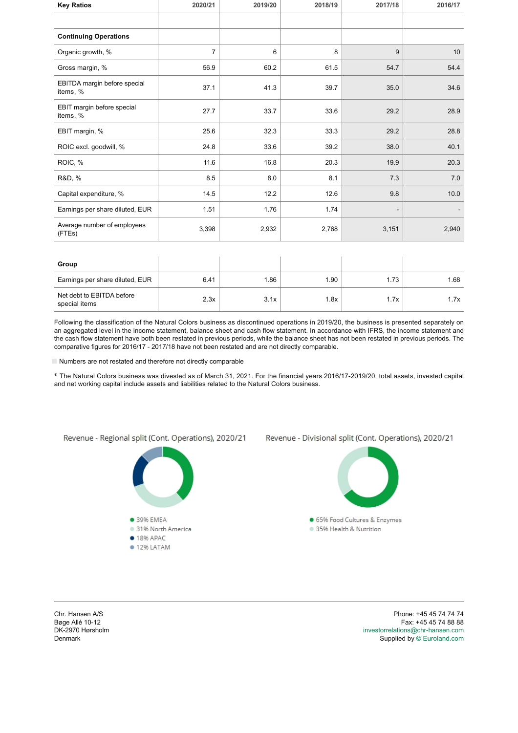| Key Ratios | 2020/21 | 2019/20 | 2018/19 | 2017/18 | 2016/17 |
|---|---|---|---|---|---|
| | | | | | |
| **Continuing Operations** | | | | | |
| Organic growth, % | 7 | 6 | 8 | 9 | 10 |
| Gross margin, % | 56.9 | 60.2 | 61.5 | 54.7 | 54.4 |
| EBITDA margin before special items, % | 37.1 | 41.3 | 39.7 | 35.0 | 34.6 |
| EBIT margin before special items, % | 27.7 | 33.7 | 33.6 | 29.2 | 28.9 |
| EBIT margin, % | 25.6 | 32.3 | 33.3 | 29.2 | 28.8 |
| ROIC excl. goodwill, % | 24.8 | 33.6 | 39.2 | 38.0 | 40.1 |
| ROIC, % | 11.6 | 16.8 | 20.3 | 19.9 | 20.3 |
| R&D, % | 8.5 | 8.0 | 8.1 | 7.3 | 7.0 |
| Capital expenditure, % | 14.5 | 12.2 | 12.6 | 9.8 | 10.0 |
| Earnings per share diluted, EUR | 1.51 | 1.76 | 1.74 | - | - |
| Average number of employees (FTEs) | 3,398 | 2,932 | 2,768 | 3,151 | 2,940 |
| | | | | | |
| **Group** | | | | | |
| Earnings per share diluted, EUR | 6.41 | 1.86 | 1.90 | 1.73 | 1.68 |
| Net debt to EBITDA before special items | 2.3x | 3.1x | 1.8x | 1.7x | 1.7x |

Following the classification of the Natural Colors business as discontinued operations in 2019/20, the business is presented separately on an aggregated level in the income statement, balance sheet and cash flow statement. In accordance with IFRS, the income statement and the cash flow statement have both been restated in previous periods, while the balance sheet has not been restated in previous periods. The comparative figures for 2016/17 - 2017/18 have not been restated and are not directly comparable.

Numbers are not restated and therefore not directly comparable

[1] The Natural Colors business was divested as of March 31, 2021. For the financial years 2016/17-2019/20, total assets, invested capital and net working capital include assets and liabilities related to the Natural Colors business.

Revenue - Regional split (Cont. Operations), 2020/21

39% EMEA
31% North America
18% APAC
12% LATAM

Revenue - Divisional split (Cont. Operations), 2020/21

65% Food Cultures & Enzymes
35% Health & Nutrition

Chr. Hansen A/S
Bøge Allé 10-12
DK-2970 Hørsholm
Denmark

Phone: +45 45 74 74 74
Fax: +45 45 74 88 88
investorrelations@chr-hansen.com
Supplied by © Euroland.com